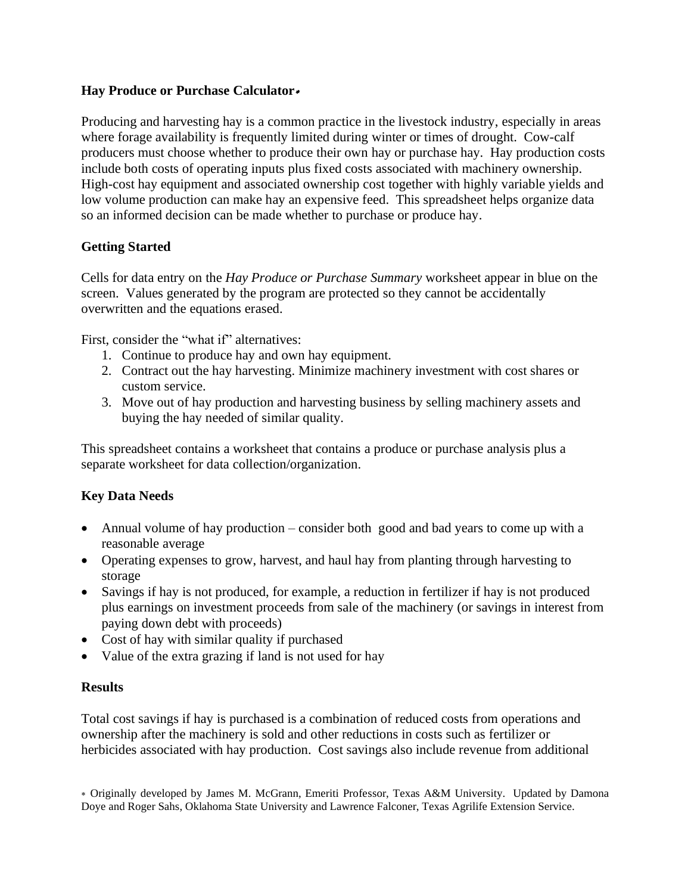**Hay Produce or Purchase Calculator***

Producing and harvesting hay is a common practice in the livestock industry, especially in areas where forage availability is frequently limited during winter or times of drought. Cow-calf producers must choose whether to produce their own hay or purchase hay. Hay production costs include both costs of operating inputs plus fixed costs associated with machinery ownership. High-cost hay equipment and associated ownership cost together with highly variable yields and low volume production can make hay an expensive feed. This spreadsheet helps organize data so an informed decision can be made whether to purchase or produce hay.

**Getting Started**

Cells for data entry on the *Hay Produce or Purchase Summary* worksheet appear in blue on the screen. Values generated by the program are protected so they cannot be accidentally overwritten and the equations erased.

First, consider the "what if" alternatives:

1. Continue to produce hay and own hay equipment.
2. Contract out the hay harvesting. Minimize machinery investment with cost shares or custom service.
3. Move out of hay production and harvesting business by selling machinery assets and buying the hay needed of similar quality.

This spreadsheet contains a worksheet that contains a produce or purchase analysis plus a separate worksheet for data collection/organization.

**Key Data Needs**

- Annual volume of hay production – consider both good and bad years to come up with a reasonable average
- Operating expenses to grow, harvest, and haul hay from planting through harvesting to storage
- Savings if hay is not produced, for example, a reduction in fertilizer if hay is not produced plus earnings on investment proceeds from sale of the machinery (or savings in interest from paying down debt with proceeds)
- Cost of hay with similar quality if purchased
- Value of the extra grazing if land is not used for hay

**Results**

Total cost savings if hay is purchased is a combination of reduced costs from operations and ownership after the machinery is sold and other reductions in costs such as fertilizer or herbicides associated with hay production. Cost savings also include revenue from additional

* Originally developed by James M. McGrann, Emeriti Professor, Texas A&M University. Updated by Damona Doye and Roger Sahs, Oklahoma State University and Lawrence Falconer, Texas Agrilife Extension Service.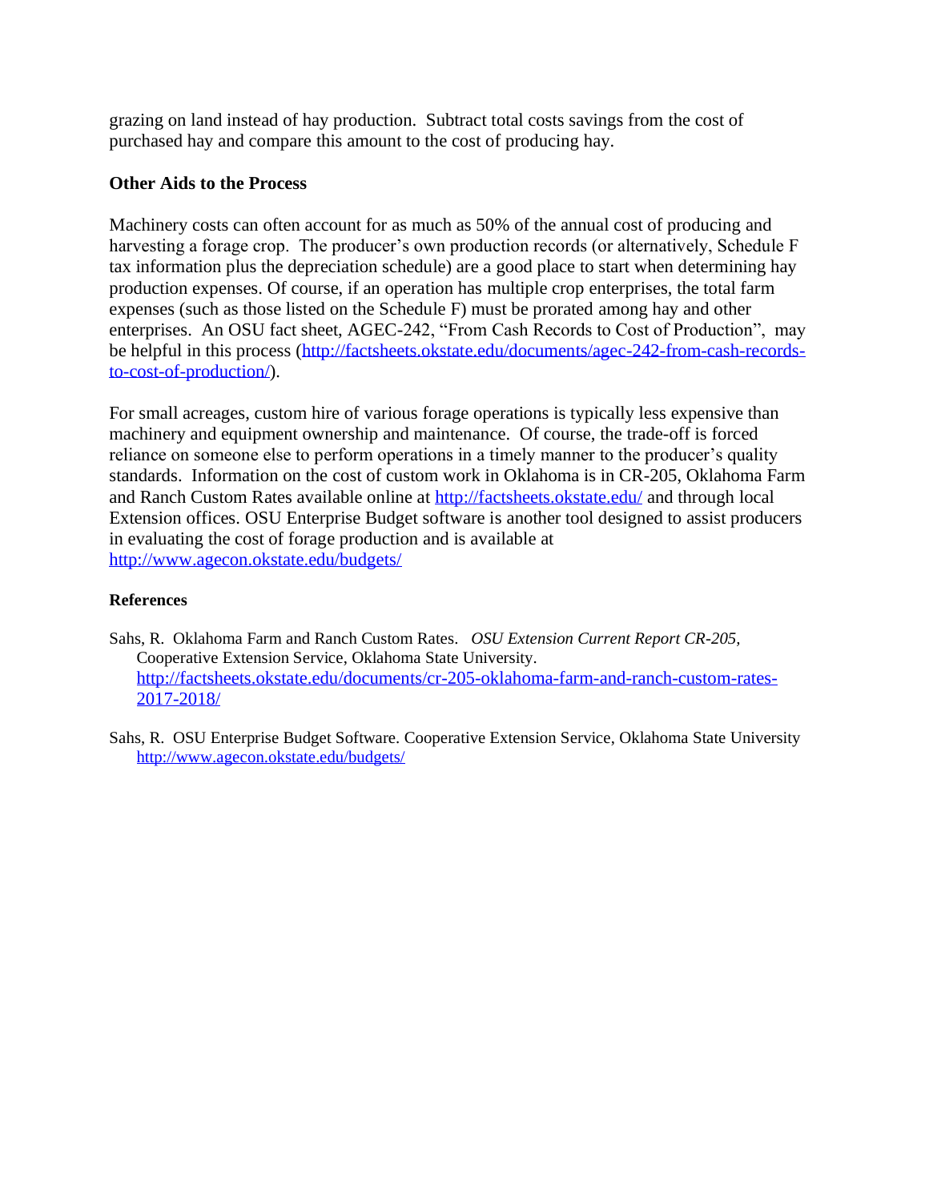grazing on land instead of hay production. Subtract total costs savings from the cost of purchased hay and compare this amount to the cost of producing hay.

## Other Aids to the Process

Machinery costs can often account for as much as 50% of the annual cost of producing and harvesting a forage crop. The producer's own production records (or alternatively, Schedule F tax information plus the depreciation schedule) are a good place to start when determining hay production expenses. Of course, if an operation has multiple crop enterprises, the total farm expenses (such as those listed on the Schedule F) must be prorated among hay and other enterprises. An OSU fact sheet, AGEC-242, "From Cash Records to Cost of Production", may be helpful in this process (http://factsheets.okstate.edu/documents/agec-242-from-cash-records-to-cost-of-production/).

For small acreages, custom hire of various forage operations is typically less expensive than machinery and equipment ownership and maintenance. Of course, the trade-off is forced reliance on someone else to perform operations in a timely manner to the producer's quality standards. Information on the cost of custom work in Oklahoma is in CR-205, Oklahoma Farm and Ranch Custom Rates available online at http://factsheets.okstate.edu/ and through local Extension offices. OSU Enterprise Budget software is another tool designed to assist producers in evaluating the cost of forage production and is available at http://www.agecon.okstate.edu/budgets/

## References

Sahs, R. Oklahoma Farm and Ranch Custom Rates. *OSU Extension Current Report CR-205,* Cooperative Extension Service, Oklahoma State University. http://factsheets.okstate.edu/documents/cr-205-oklahoma-farm-and-ranch-custom-rates-2017-2018/

Sahs, R. OSU Enterprise Budget Software. Cooperative Extension Service, Oklahoma State University http://www.agecon.okstate.edu/budgets/